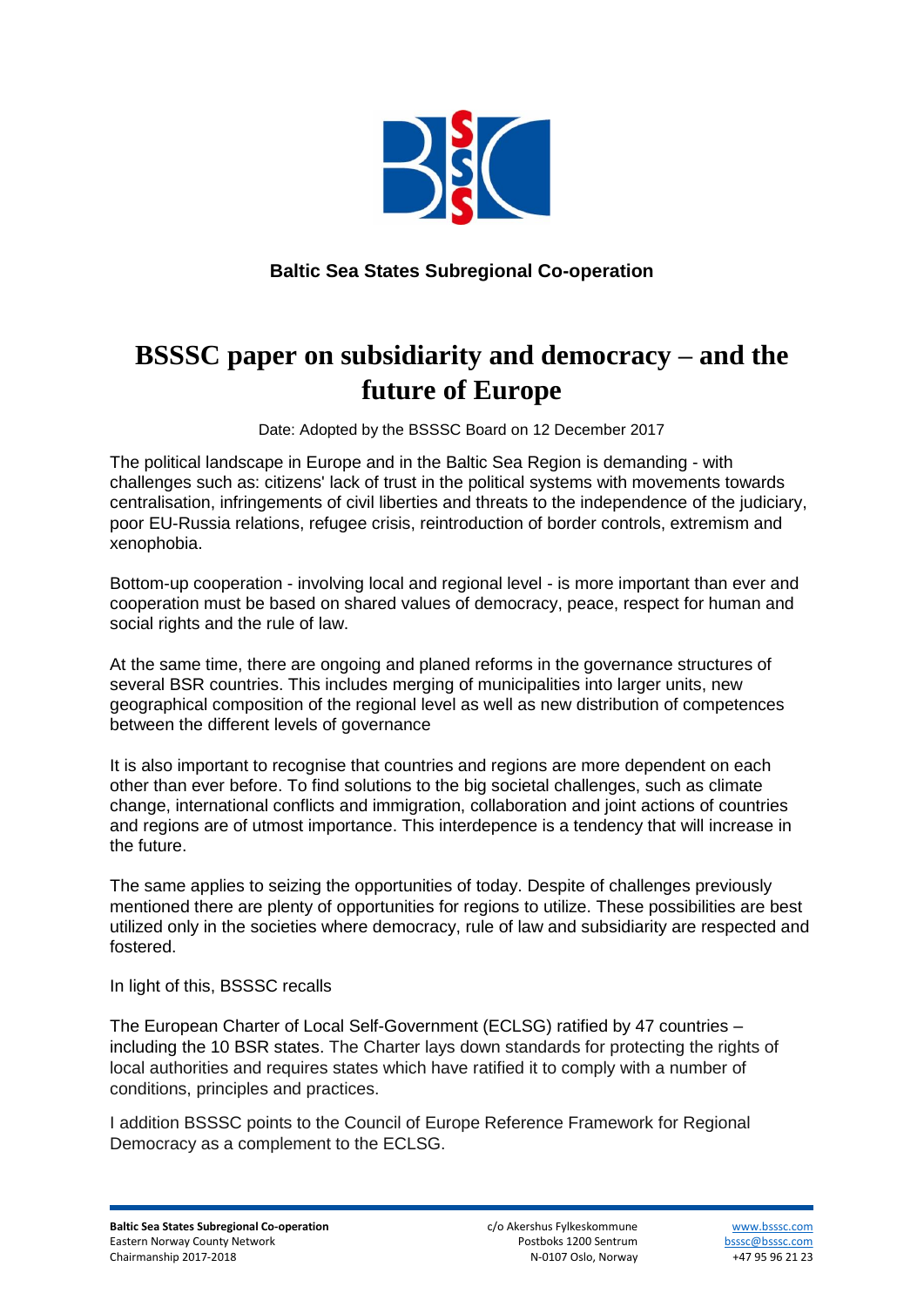**Baltic Sea States Subregional Co-operation**

# BSSSC paper on subsidiarity and democracy – and the future of Europe

Date: Adopted by the BSSSC Board on 12 December 2017

The political landscape in Europe and in the Baltic Sea Region is demanding - with challenges such as: citizens' lack of trust in the political systems with movements towards centralisation, infringements of civil liberties and threats to the independence of the judiciary, poor EU-Russia relations, refugee crisis, reintroduction of border controls, extremism and xenophobia.

Bottom-up cooperation - involving local and regional level - is more important than ever and cooperation must be based on shared values of democracy, peace, respect for human and social rights and the rule of law.

At the same time, there are ongoing and planed reforms in the governance structures of several BSR countries. This includes merging of municipalities into larger units, new geographical composition of the regional level as well as new distribution of competences between the different levels of governance

It is also important to recognise that countries and regions are more dependent on each other than ever before. To find solutions to the big societal challenges, such as climate change, international conflicts and immigration, collaboration and joint actions of countries and regions are of utmost importance. This interdepence is a tendency that will increase in the future.

The same applies to seizing the opportunities of today. Despite of challenges previously mentioned there are plenty of opportunities for regions to utilize. These possibilities are best utilized only in the societies where democracy, rule of law and subsidiarity are respected and fostered.

In light of this, BSSSC recalls

The European Charter of Local Self-Government (ECLSG) ratified by 47 countries – including the 10 BSR states. The Charter lays down standards for protecting the rights of local authorities and requires states which have ratified it to comply with a number of conditions, principles and practices.

I addition BSSSC points to the Council of Europe Reference Framework for Regional Democracy as a complement to the ECLSG.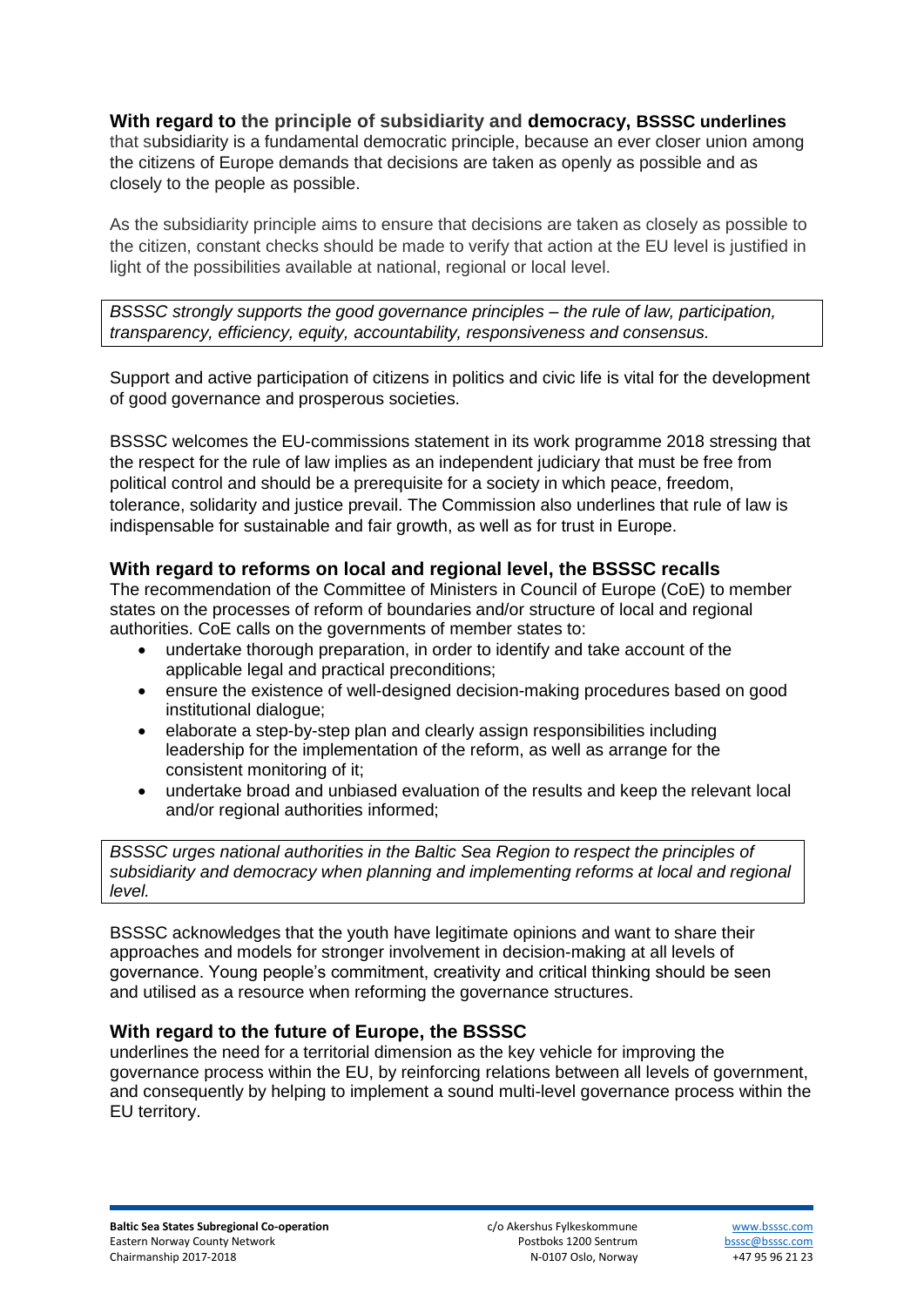### With regard to the principle of subsidiarity and democracy, BSSSC underlines

that subsidiarity is a fundamental democratic principle, because an ever closer union among the citizens of Europe demands that decisions are taken as openly as possible and as closely to the people as possible.

As the subsidiarity principle aims to ensure that decisions are taken as closely as possible to the citizen, constant checks should be made to verify that action at the EU level is justified in light of the possibilities available at national, regional or local level.

*BSSSC strongly supports the good governance principles – the rule of law, participation, transparency, efficiency, equity, accountability, responsiveness and consensus.*

Support and active participation of citizens in politics and civic life is vital for the development of good governance and prosperous societies.

BSSSC welcomes the EU-commissions statement in its work programme 2018 stressing that the respect for the rule of law implies as an independent judiciary that must be free from political control and should be a prerequisite for a society in which peace, freedom, tolerance, solidarity and justice prevail. The Commission also underlines that rule of law is indispensable for sustainable and fair growth, as well as for trust in Europe.

### With regard to reforms on local and regional level, the BSSSC recalls

The recommendation of the Committee of Ministers in Council of Europe (CoE) to member states on the processes of reform of boundaries and/or structure of local and regional authorities. CoE calls on the governments of member states to:

- undertake thorough preparation, in order to identify and take account of the applicable legal and practical preconditions;
- ensure the existence of well-designed decision-making procedures based on good institutional dialogue;
- elaborate a step-by-step plan and clearly assign responsibilities including leadership for the implementation of the reform, as well as arrange for the consistent monitoring of it;
- undertake broad and unbiased evaluation of the results and keep the relevant local and/or regional authorities informed;

*BSSSC urges national authorities in the Baltic Sea Region to respect the principles of subsidiarity and democracy when planning and implementing reforms at local and regional level.*

BSSSC acknowledges that the youth have legitimate opinions and want to share their approaches and models for stronger involvement in decision-making at all levels of governance. Young people's commitment, creativity and critical thinking should be seen and utilised as a resource when reforming the governance structures.

### With regard to the future of Europe, the BSSSC

underlines the need for a territorial dimension as the key vehicle for improving the governance process within the EU, by reinforcing relations between all levels of government, and consequently by helping to implement a sound multi-level governance process within the EU territory.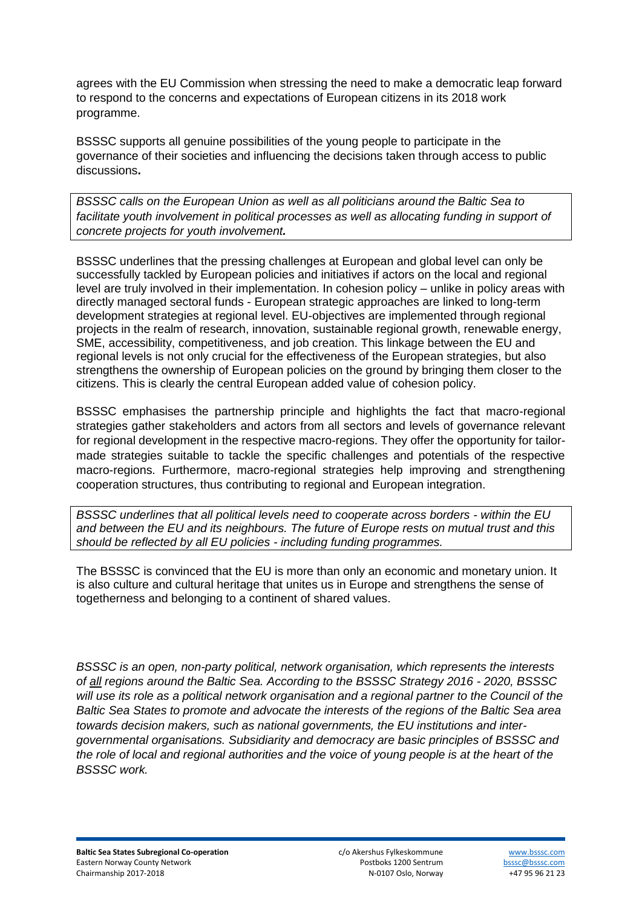agrees with the EU Commission when stressing the need to make a democratic leap forward to respond to the concerns and expectations of European citizens in its 2018 work programme.

BSSSC supports all genuine possibilities of the young people to participate in the governance of their societies and influencing the decisions taken through access to public discussions**.**

*BSSSC calls on the European Union as well as all politicians around the Baltic Sea to facilitate youth involvement in political processes as well as allocating funding in support of concrete projects for youth involvement****.***

BSSSC underlines that the pressing challenges at European and global level can only be successfully tackled by European policies and initiatives if actors on the local and regional level are truly involved in their implementation. In cohesion policy – unlike in policy areas with directly managed sectoral funds - European strategic approaches are linked to long-term development strategies at regional level. EU-objectives are implemented through regional projects in the realm of research, innovation, sustainable regional growth, renewable energy, SME, accessibility, competitiveness, and job creation. This linkage between the EU and regional levels is not only crucial for the effectiveness of the European strategies, but also strengthens the ownership of European policies on the ground by bringing them closer to the citizens. This is clearly the central European added value of cohesion policy.

BSSSC emphasises the partnership principle and highlights the fact that macro-regional strategies gather stakeholders and actors from all sectors and levels of governance relevant for regional development in the respective macro-regions. They offer the opportunity for tailor-made strategies suitable to tackle the specific challenges and potentials of the respective macro-regions. Furthermore, macro-regional strategies help improving and strengthening cooperation structures, thus contributing to regional and European integration.

*BSSSC underlines that all political levels need to cooperate across borders - within the EU and between the EU and its neighbours. The future of Europe rests on mutual trust and this should be reflected by all EU policies - including funding programmes.*

The BSSSC is convinced that the EU is more than only an economic and monetary union. It is also culture and cultural heritage that unites us in Europe and strengthens the sense of togetherness and belonging to a continent of shared values.

*BSSSC is an open, non-party political, network organisation, which represents the interests of <u>all</u> regions around the Baltic Sea. According to the BSSSC Strategy 2016 - 2020, BSSSC will use its role as a political network organisation and a regional partner to the Council of the Baltic Sea States to promote and advocate the interests of the regions of the Baltic Sea area towards decision makers, such as national governments, the EU institutions and inter-governmental organisations. Subsidiarity and democracy are basic principles of BSSSC and the role of local and regional authorities and the voice of young people is at the heart of the BSSSC work.*